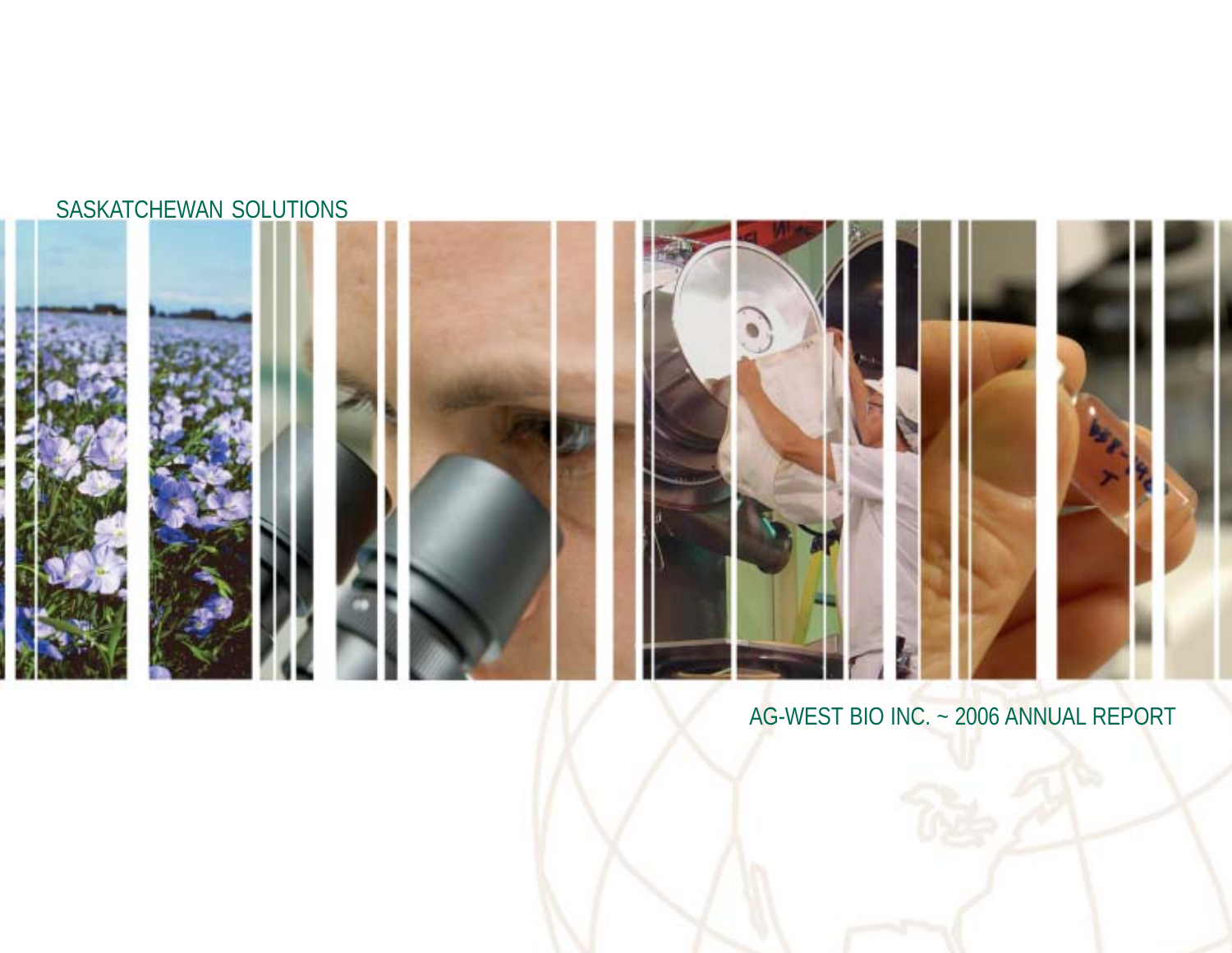SASKATCHEWAN SOLUTIONS

AG-WEST BIO INC. ~ 2006 ANNUAL REPORT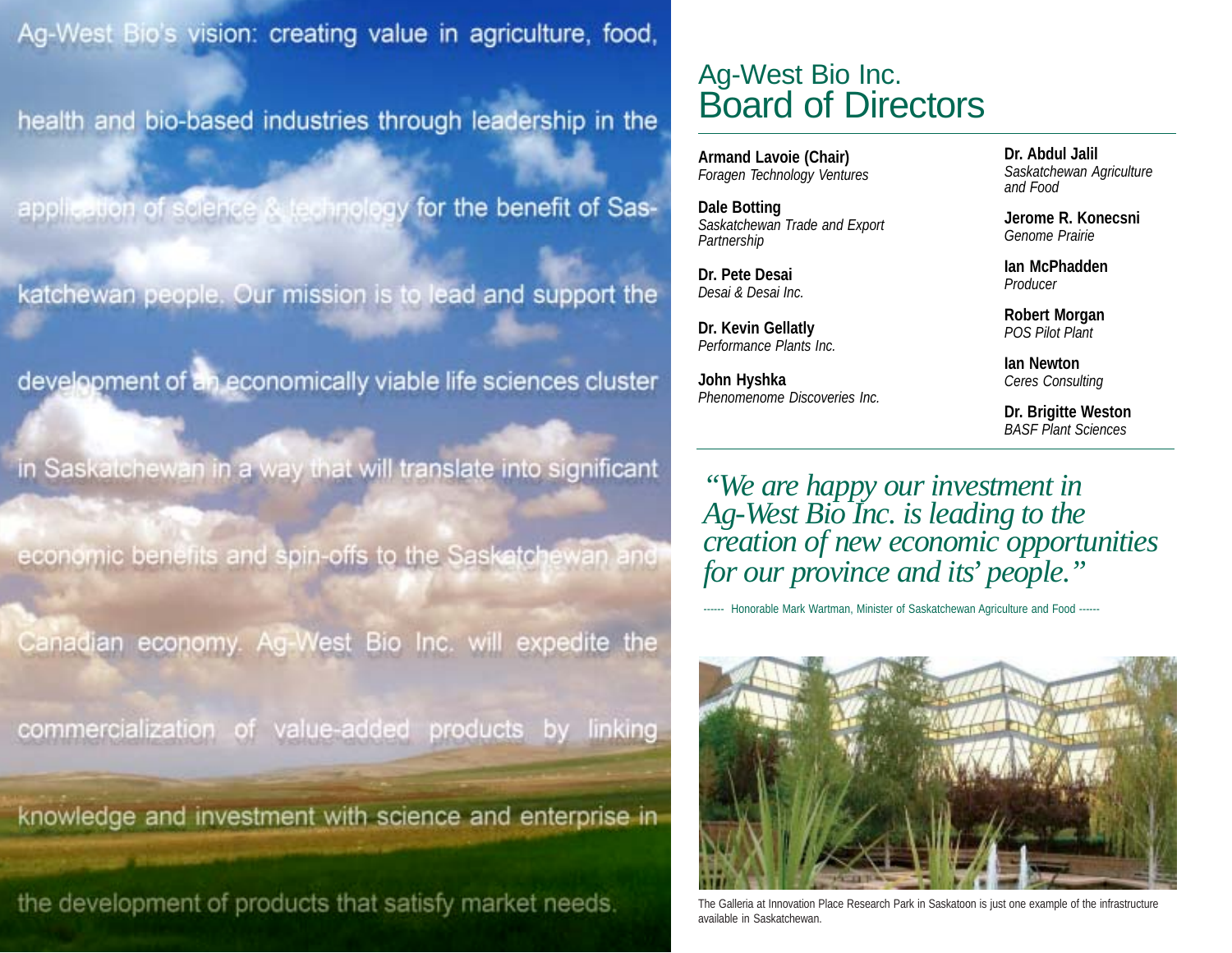Ag-West Bio's vision: creating value in agriculture, food, health and bio-based industries through leadership in the application of science & technology for the benefit of Saskatchewan people. Our mission is to lead and support the development of an economically viable life sciences cluster in Saskatchewan in a way that will translate into significant economic benefits and spin-offs to the Saskatchewan and Canadian economy. Ag-West Bio Inc. will expedite the commercialization of value-added products by linking knowledge and investment with science and enterprise in the development of products that satisfy market needs.

# Ag-West Bio Inc. Board of Directors

**Armand Lavoie (Chair)**
*Foragen Technology Ventures*

**Dale Botting**
*Saskatchewan Trade and Export Partnership*

**Dr. Pete Desai**
*Desai & Desai Inc.*

**Dr. Kevin Gellatly**
*Performance Plants Inc.*

**John Hyshka**
*Phenomenome Discoveries Inc.*

**Dr. Abdul Jalil**
*Saskatchewan Agriculture and Food*

**Jerome R. Konecsni**
*Genome Prairie*

**Ian McPhadden**
*Producer*

**Robert Morgan**
*POS Pilot Plant*

**Ian Newton**
*Ceres Consulting*

**Dr. Brigitte Weston**
*BASF Plant Sciences*

*"We are happy our investment in Ag-West Bio Inc. is leading to the creation of new economic opportunities for our province and its' people."*

------ Honorable Mark Wartman, Minister of Saskatchewan Agriculture and Food ------

The Galleria at Innovation Place Research Park in Saskatoon is just one example of the infrastructure available in Saskatchewan.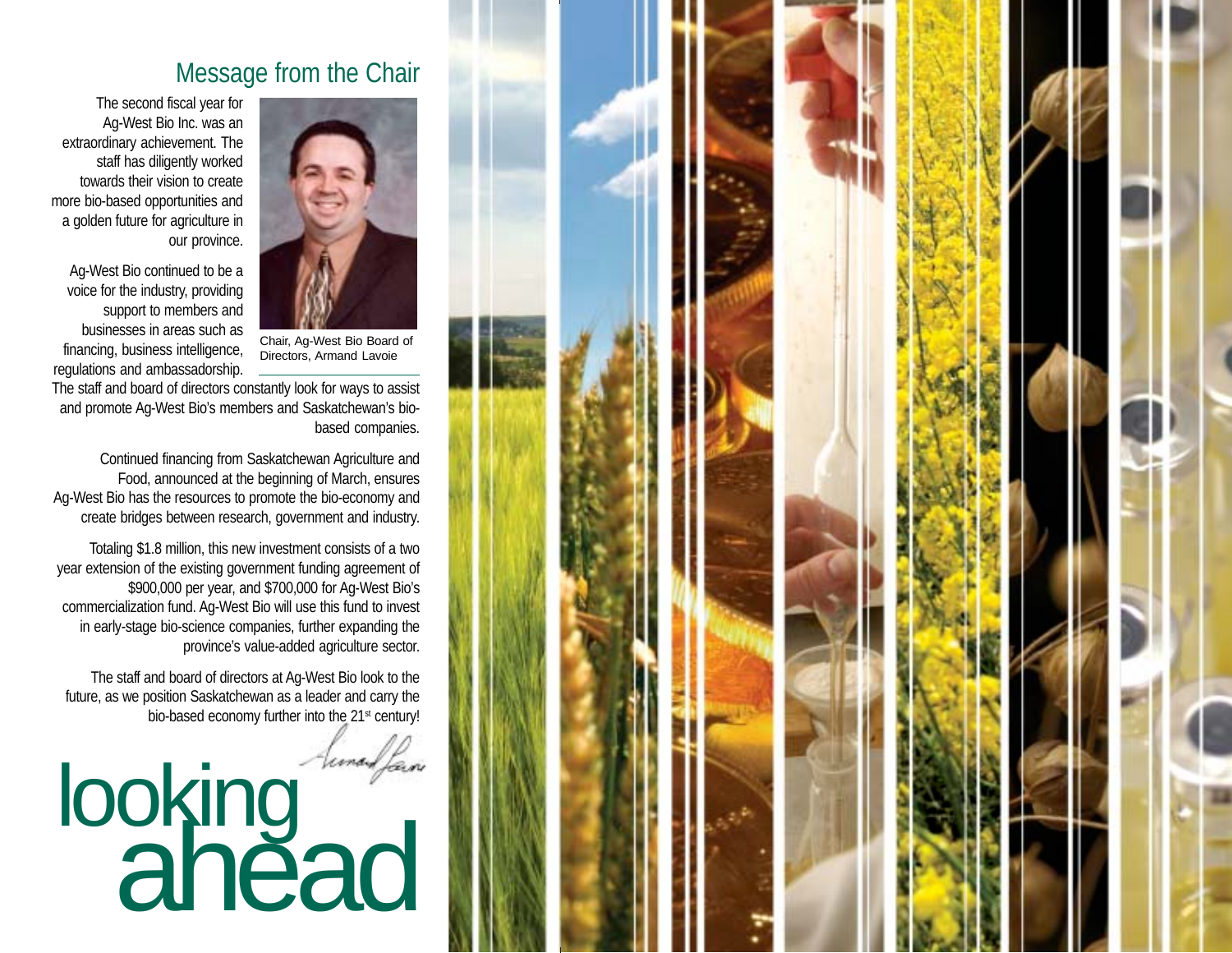## Message from the Chair

The second fiscal year for Ag-West Bio Inc. was an extraordinary achievement. The staff has diligently worked towards their vision to create more bio-based opportunities and a golden future for agriculture in our province.

Chair, Ag-West Bio Board of Directors, Armand Lavoie

Ag-West Bio continued to be a voice for the industry, providing support to members and businesses in areas such as financing, business intelligence, regulations and ambassadorship. The staff and board of directors constantly look for ways to assist and promote Ag-West Bio's members and Saskatchewan's bio-based companies.

Continued financing from Saskatchewan Agriculture and Food, announced at the beginning of March, ensures Ag-West Bio has the resources to promote the bio-economy and create bridges between research, government and industry.

Totaling $1.8 million, this new investment consists of a two year extension of the existing government funding agreement of $900,000 per year, and $700,000 for Ag-West Bio's commercialization fund. Ag-West Bio will use this fund to invest in early-stage bio-science companies, further expanding the province's value-added agriculture sector.

The staff and board of directors at Ag-West Bio look to the future, as we position Saskatchewan as a leader and carry the bio-based economy further into the 21st century!

# looking ahead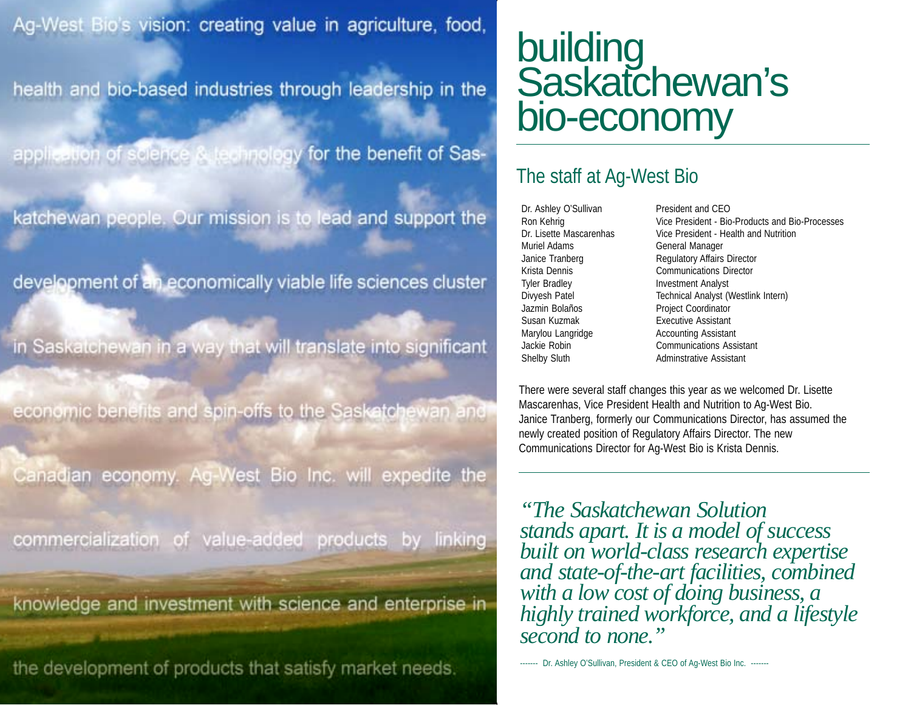Ag-West Bio's vision: creating value in agriculture, food, health and bio-based industries through leadership in the application of science & technology for the benefit of Saskatchewan people. Our mission is to lead and support the development of an economically viable life sciences cluster in Saskatchewan in a way that will translate into significant economic benefits and spin-offs to the Saskatchewan and Canadian economy. Ag-West Bio Inc. will expedite the commercialization of value-added products by linking knowledge and investment with science and enterprise in the development of products that satisfy market needs.

# building Saskatchewan's bio-economy

## The staff at Ag-West Bio

| | |
|---|---|
| Dr. Ashley O'Sullivan | President and CEO |
| Ron Kehrig | Vice President - Bio-Products and Bio-Processes |
| Dr. Lisette Mascarenhas | Vice President - Health and Nutrition |
| Muriel Adams | General Manager |
| Janice Tranberg | Regulatory Affairs Director |
| Krista Dennis | Communications Director |
| Tyler Bradley | Investment Analyst |
| Divyesh Patel | Technical Analyst (Westlink Intern) |
| Jazmin Bolaños | Project Coordinator |
| Susan Kuzmak | Executive Assistant |
| Marylou Langridge | Accounting Assistant |
| Jackie Robin | Communications Assistant |
| Shelby Sluth | Adminstrative Assistant |

There were several staff changes this year as we welcomed Dr. Lisette Mascarenhas, Vice President Health and Nutrition to Ag-West Bio. Janice Tranberg, formerly our Communications Director, has assumed the newly created position of Regulatory Affairs Director. The new Communications Director for Ag-West Bio is Krista Dennis.

*"The Saskatchewan Solution stands apart. It is a model of success built on world-class research expertise and state-of-the-art facilities, combined with a low cost of doing business, a highly trained workforce, and a lifestyle second to none."*

------- Dr. Ashley O'Sullivan, President & CEO of Ag-West Bio Inc. -------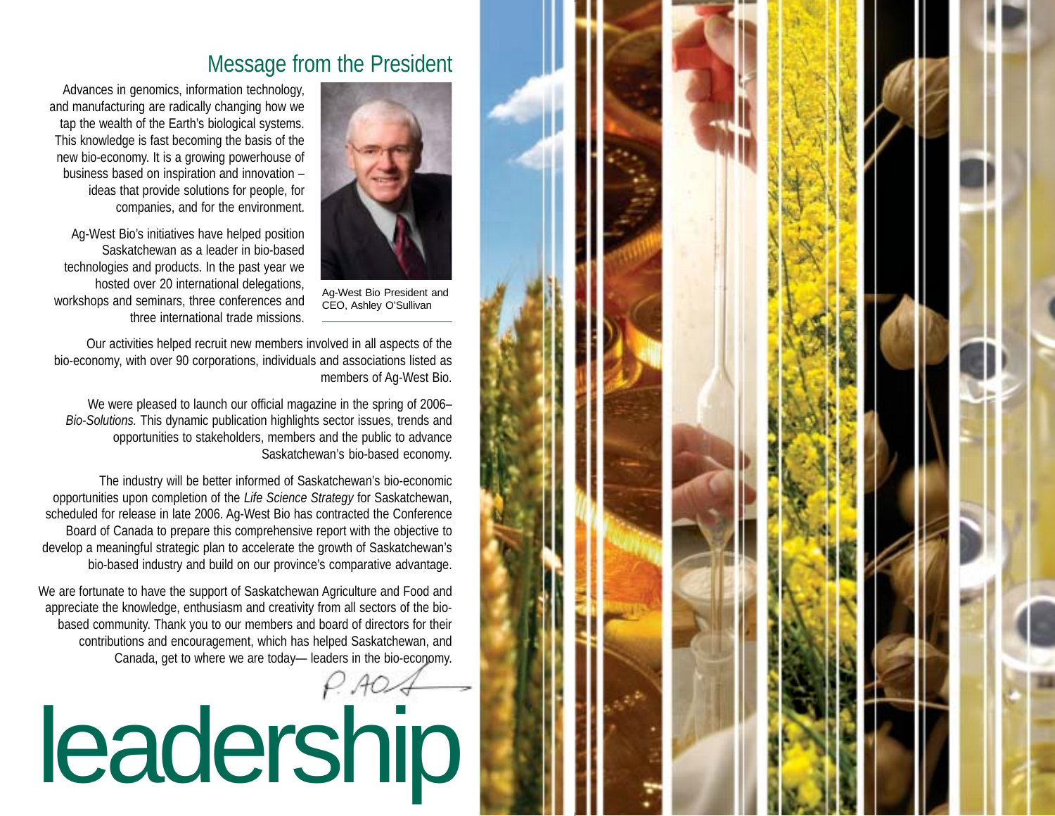## Message from the President

Advances in genomics, information technology, and manufacturing are radically changing how we tap the wealth of the Earth's biological systems. This knowledge is fast becoming the basis of the new bio-economy. It is a growing powerhouse of business based on inspiration and innovation – ideas that provide solutions for people, for companies, and for the environment.

Ag-West Bio's initiatives have helped position Saskatchewan as a leader in bio-based technologies and products. In the past year we hosted over 20 international delegations, workshops and seminars, three conferences and three international trade missions.

Ag-West Bio President and CEO, Ashley O'Sullivan

Our activities helped recruit new members involved in all aspects of the bio-economy, with over 90 corporations, individuals and associations listed as members of Ag-West Bio.

We were pleased to launch our official magazine in the spring of 2006– *Bio-Solutions.* This dynamic publication highlights sector issues, trends and opportunities to stakeholders, members and the public to advance Saskatchewan's bio-based economy.

The industry will be better informed of Saskatchewan's bio-economic opportunities upon completion of the *Life Science Strategy* for Saskatchewan, scheduled for release in late 2006. Ag-West Bio has contracted the Conference Board of Canada to prepare this comprehensive report with the objective to develop a meaningful strategic plan to accelerate the growth of Saskatchewan's bio-based industry and build on our province's comparative advantage.

We are fortunate to have the support of Saskatchewan Agriculture and Food and appreciate the knowledge, enthusiasm and creativity from all sectors of the bio-based community. Thank you to our members and board of directors for their contributions and encouragement, which has helped Saskatchewan, and Canada, get to where we are today— leaders in the bio-economy.

P. AO'S

# leadership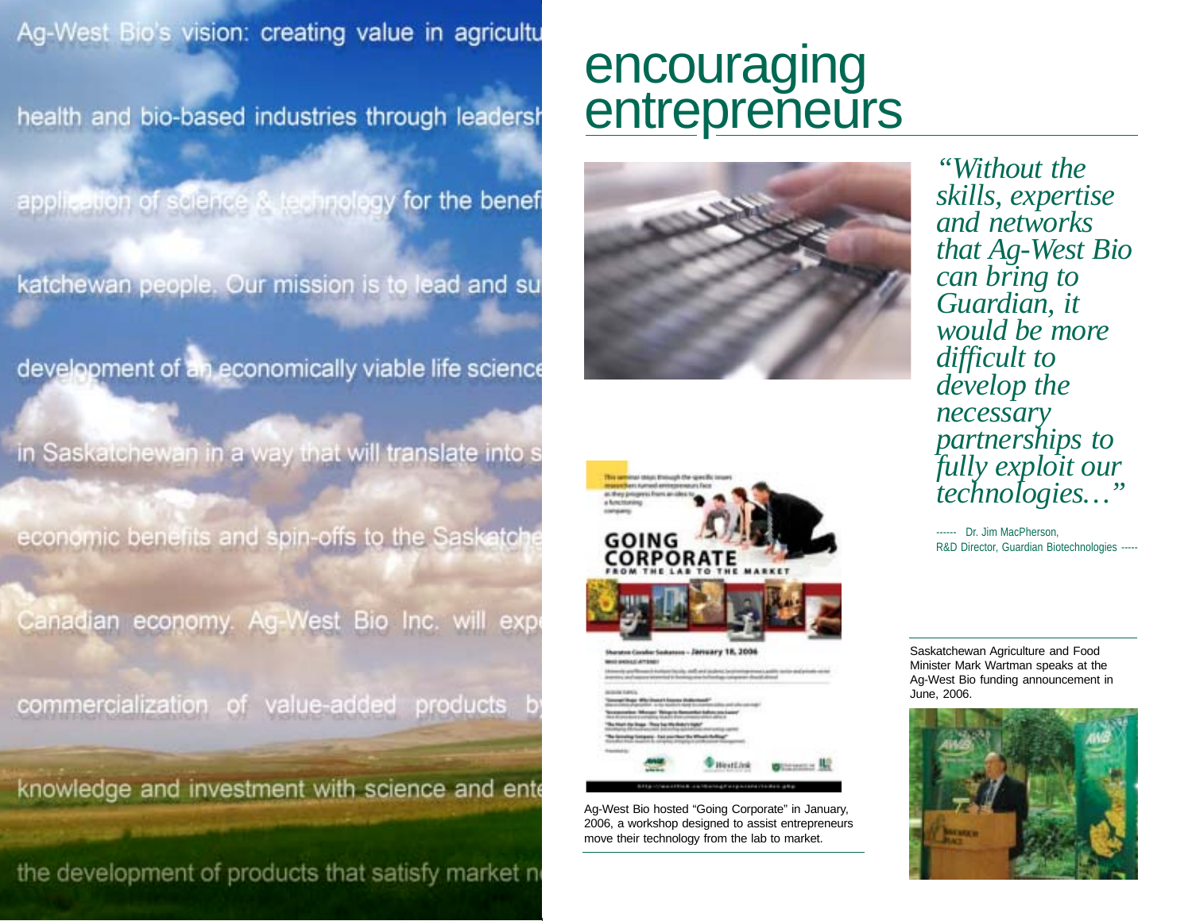Ag-West Bio's vision: creating value in agricultu

health and bio-based industries through leadersh

application of science & technology for the benef

katchewan people. Our mission is to lead and su

development of an economically viable life science

in Saskatchewan in a way that will translate into s

economic benefits and spin-offs to the Saskatche

Canadian economy. Ag-West Bio Inc. will exp

commercialization of value-added products b

knowledge and investment with science and ente

the development of products that satisfy market n

# encouraging entrepreneurs

*"Without the skills, expertise and networks that Ag-West Bio can bring to Guardian, it would be more difficult to develop the necessary partnerships to fully exploit our technologies…"*

------ Dr. Jim MacPherson, R&D Director, Guardian Biotechnologies -----

Ag-West Bio hosted "Going Corporate" in January, 2006, a workshop designed to assist entrepreneurs move their technology from the lab to market.

Saskatchewan Agriculture and Food Minister Mark Wartman speaks at the Ag-West Bio funding announcement in June, 2006.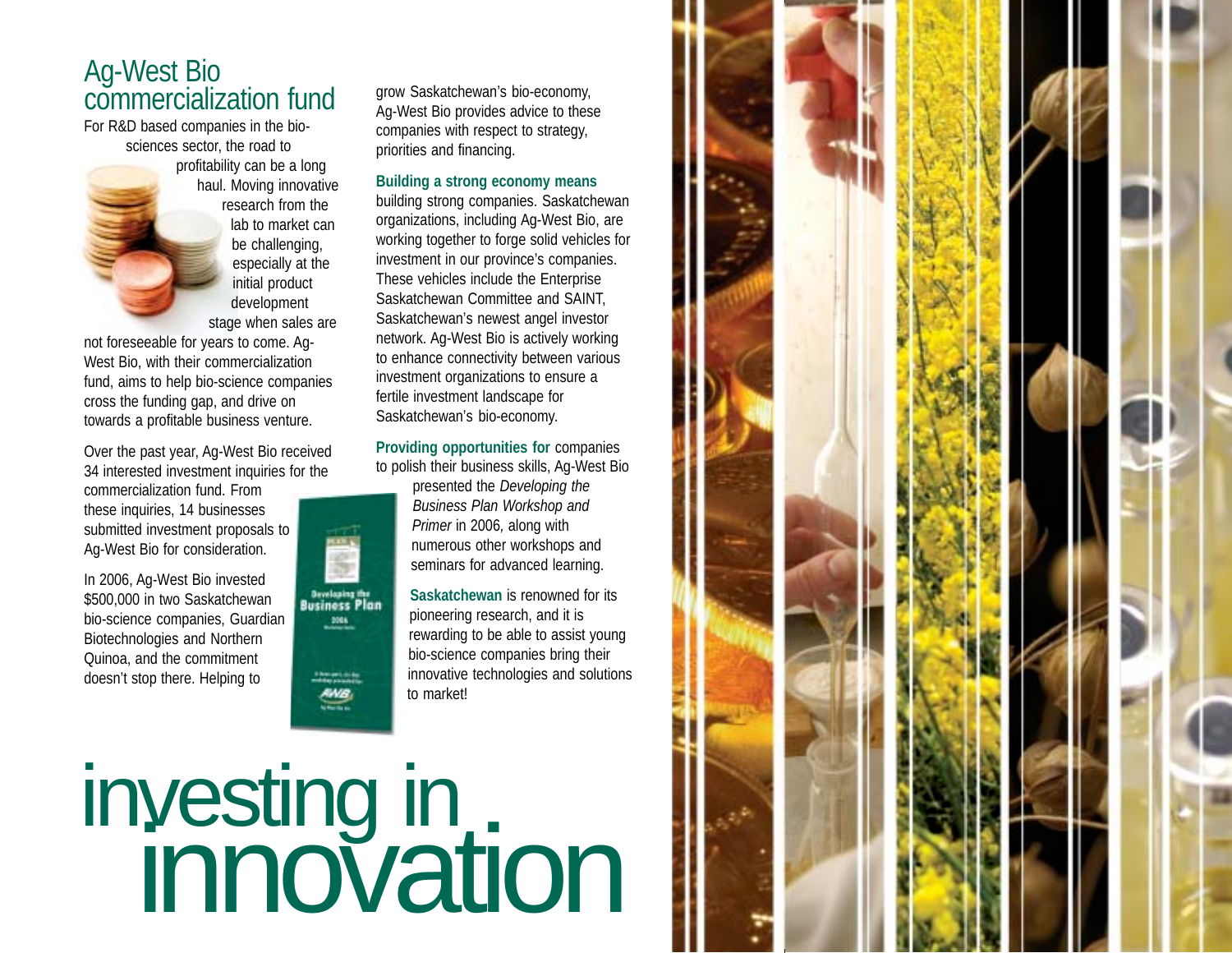## Ag-West Bio commercialization fund

For R&D based companies in the bio-sciences sector, the road to profitability can be a long haul. Moving innovative research from the lab to market can be challenging, especially at the initial product development stage when sales are not foreseeable for years to come. Ag-West Bio, with their commercialization fund, aims to help bio-science companies cross the funding gap, and drive on towards a profitable business venture.

Over the past year, Ag-West Bio received 34 interested investment inquiries for the commercialization fund. From these inquiries, 14 businesses submitted investment proposals to Ag-West Bio for consideration.

In 2006, Ag-West Bio invested $500,000 in two Saskatchewan bio-science companies, Guardian Biotechnologies and Northern Quinoa, and the commitment doesn't stop there. Helping to grow Saskatchewan's bio-economy, Ag-West Bio provides advice to these companies with respect to strategy, priorities and financing.

**Building a strong economy means** building strong companies. Saskatchewan organizations, including Ag-West Bio, are working together to forge solid vehicles for investment in our province's companies. These vehicles include the Enterprise Saskatchewan Committee and SAINT, Saskatchewan's newest angel investor network. Ag-West Bio is actively working to enhance connectivity between various investment organizations to ensure a fertile investment landscape for Saskatchewan's bio-economy.

**Providing opportunities for** companies to polish their business skills, Ag-West Bio presented the *Developing the Business Plan Workshop and Primer* in 2006, along with numerous other workshops and seminars for advanced learning.

**Saskatchewan** is renowned for its pioneering research, and it is rewarding to be able to assist young bio-science companies bring their innovative technologies and solutions to market!

# investing in innovation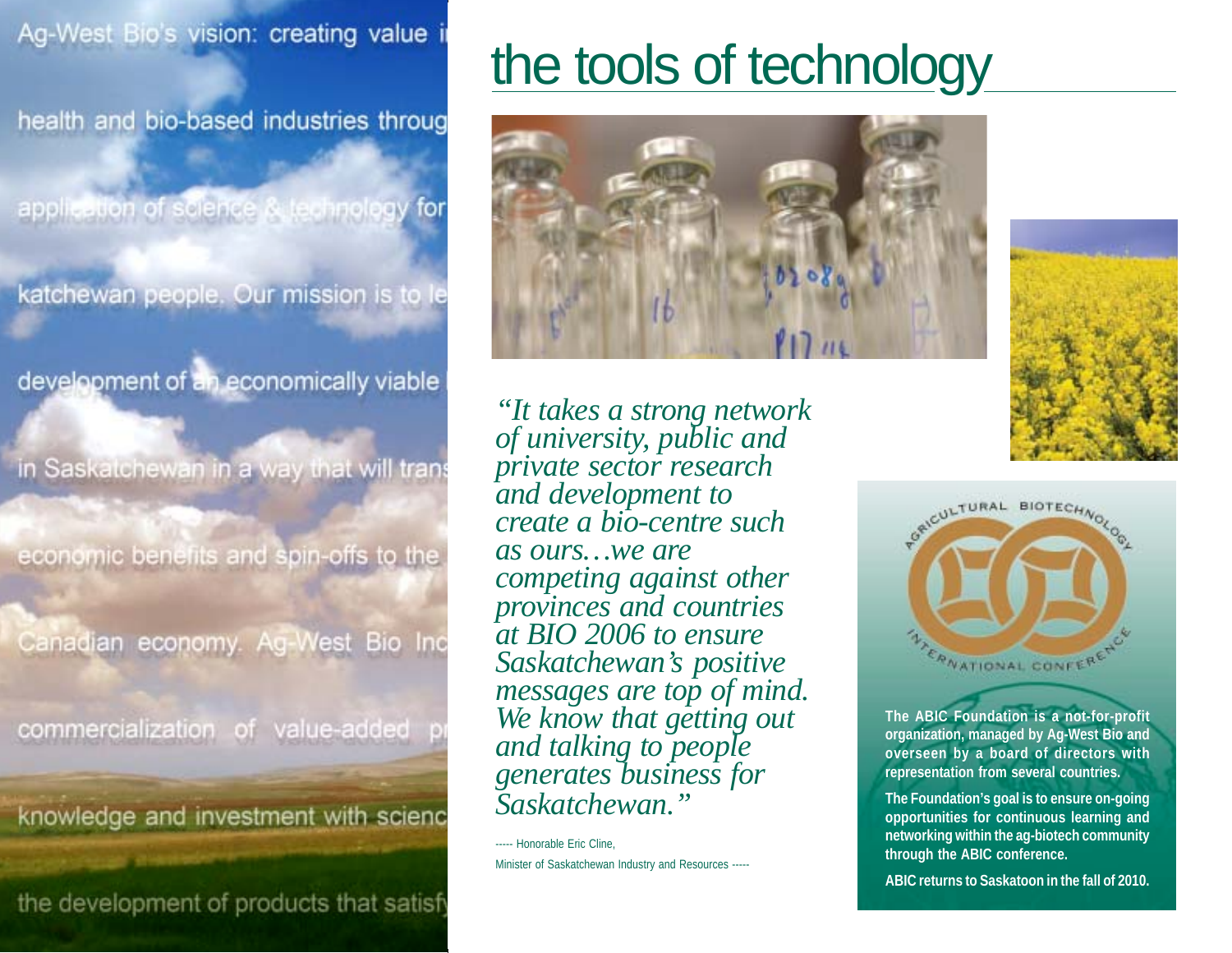Ag-West Bio's vision: creating value i

health and bio-based industries throug

application of science & technology for

katchewan people. Our mission is to le

development of an economically viable

in Saskatchewan in a way that will trans

economic benefits and spin-offs to the

Canadian economy. Ag-West Bio Inc

commercialization of value-added p

knowledge and investment with scienc

the development of products that satisf

# the tools of technology

*"It takes a strong network of university, public and private sector research and development to create a bio-centre such as ours…we are competing against other provinces and countries at BIO 2006 to ensure Saskatchewan's positive messages are top of mind. We know that getting out and talking to people generates business for Saskatchewan."*

----- Honorable Eric Cline,
Minister of Saskatchewan Industry and Resources -----

AGRICULTURAL BIOTECHNOLOGY INTERNATIONAL CONFERENCE

**The ABIC Foundation is a not-for-profit organization, managed by Ag-West Bio and overseen by a board of directors with representation from several countries.**

**The Foundation's goal is to ensure on-going opportunities for continuous learning and networking within the ag-biotech community through the ABIC conference.**

**ABIC returns to Saskatoon in the fall of 2010.**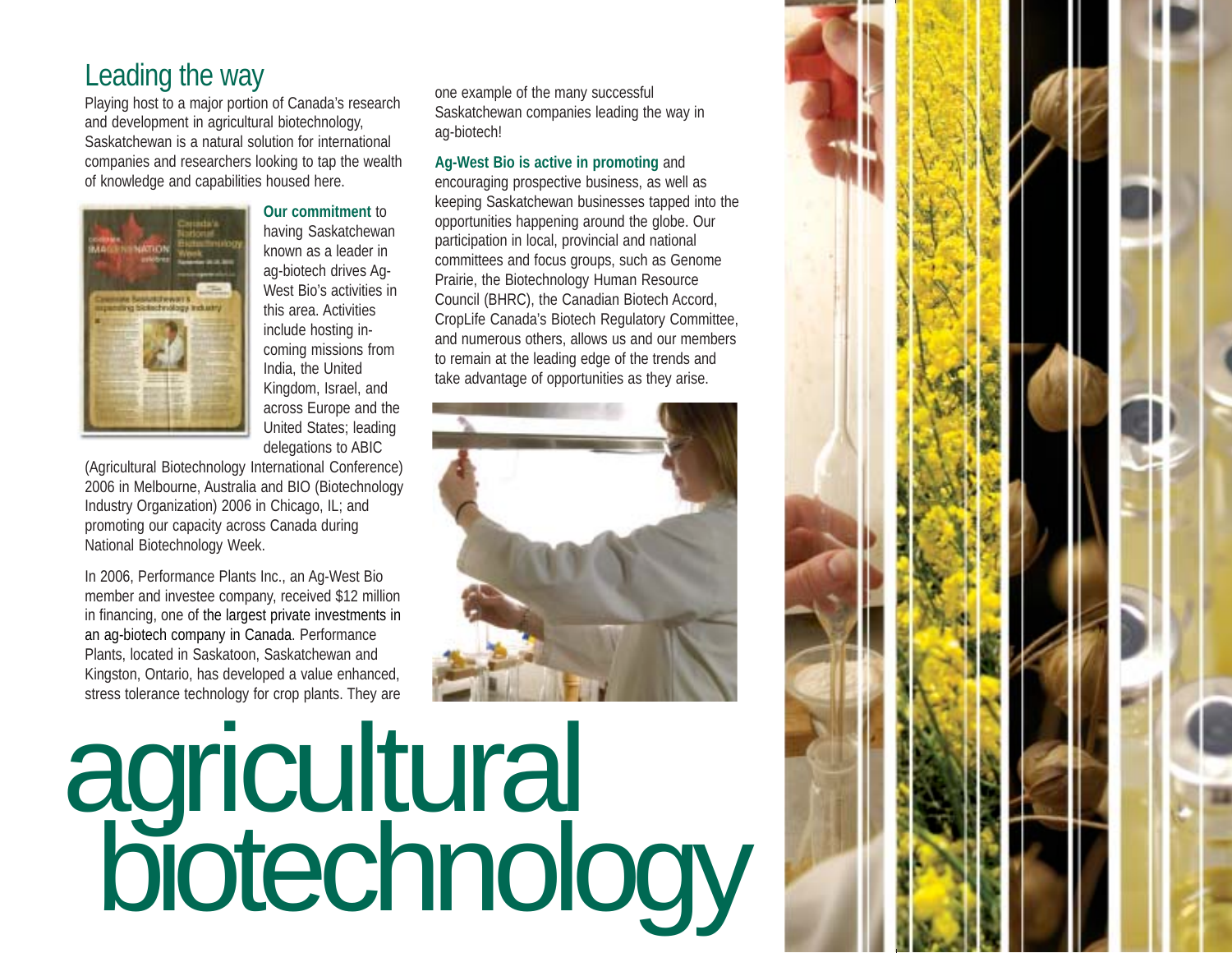## Leading the way

Playing host to a major portion of Canada's research and development in agricultural biotechnology, Saskatchewan is a natural solution for international companies and researchers looking to tap the wealth of knowledge and capabilities housed here.

**Our commitment** to having Saskatchewan known as a leader in ag-biotech drives Ag-West Bio's activities in this area. Activities include hosting in-coming missions from India, the United Kingdom, Israel, and across Europe and the United States; leading delegations to ABIC (Agricultural Biotechnology International Conference) 2006 in Melbourne, Australia and BIO (Biotechnology Industry Organization) 2006 in Chicago, IL; and promoting our capacity across Canada during National Biotechnology Week.

In 2006, Performance Plants Inc., an Ag-West Bio member and investee company, received $12 million in financing, one of the largest private investments in an ag-biotech company in Canada. Performance Plants, located in Saskatoon, Saskatchewan and Kingston, Ontario, has developed a value enhanced, stress tolerance technology for crop plants. They are one example of the many successful Saskatchewan companies leading the way in ag-biotech!

**Ag-West Bio is active in promoting** and encouraging prospective business, as well as keeping Saskatchewan businesses tapped into the opportunities happening around the globe. Our participation in local, provincial and national committees and focus groups, such as Genome Prairie, the Biotechnology Human Resource Council (BHRC), the Canadian Biotech Accord, CropLife Canada's Biotech Regulatory Committee, and numerous others, allows us and our members to remain at the leading edge of the trends and take advantage of opportunities as they arise.

# agricultural biotechnology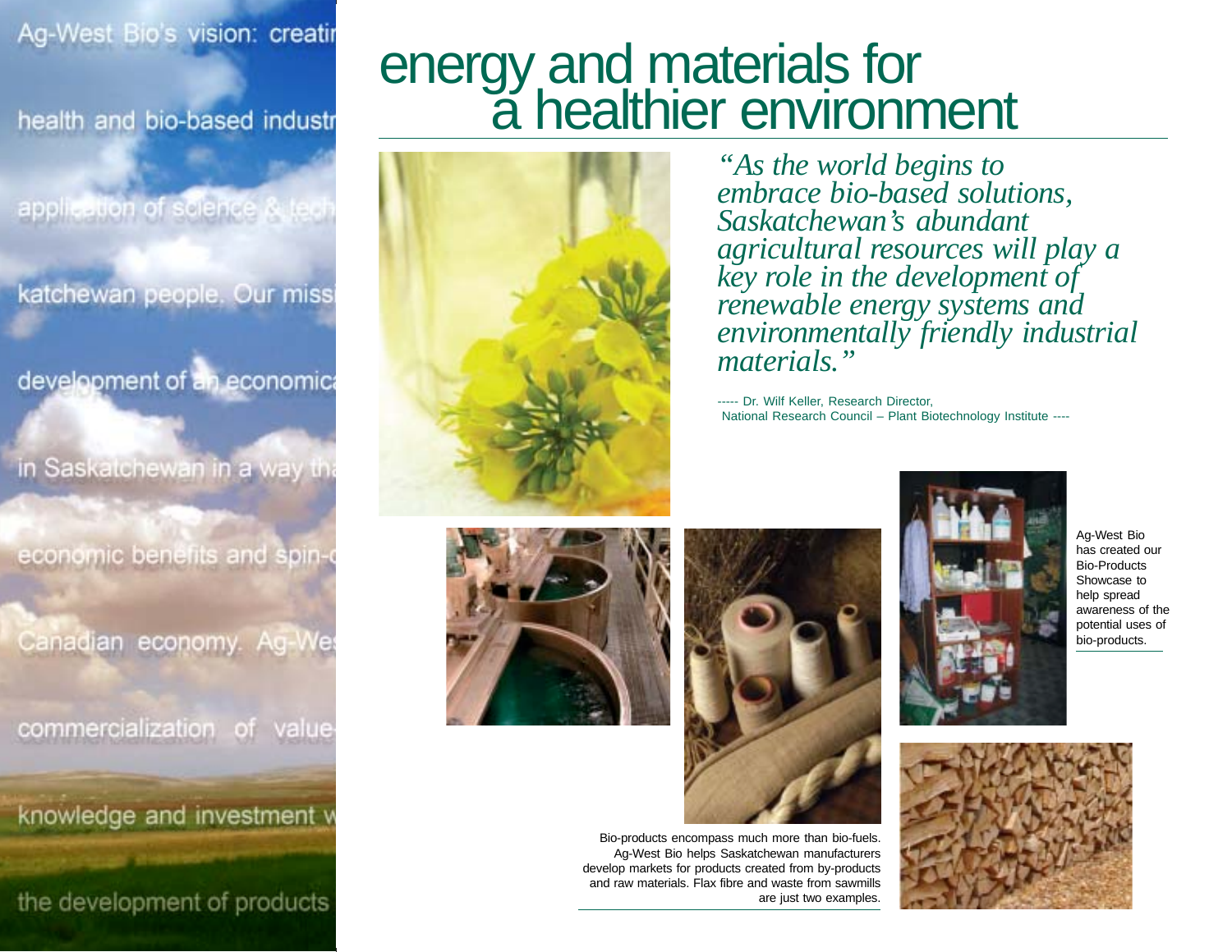Ag-West Bio's vision: creati

health and bio-based industr

application of science & tech

katchewan people. Our missi

development of an economica

in Saskatchewan in a way tha

economic benefits and spin-o

Canadian economy. Ag-We

commercialization of value-

knowledge and investment w

the development of products

# energy and materials for a healthier environment

*"As the world begins to embrace bio-based solutions, Saskatchewan's abundant agricultural resources will play a key role in the development of renewable energy systems and environmentally friendly industrial materials."*

----- Dr. Wilf Keller, Research Director,
National Research Council – Plant Biotechnology Institute ----

Ag-West Bio has created our Bio-Products Showcase to help spread awareness of the potential uses of bio-products.

Bio-products encompass much more than bio-fuels. Ag-West Bio helps Saskatchewan manufacturers develop markets for products created from by-products and raw materials. Flax fibre and waste from sawmills are just two examples.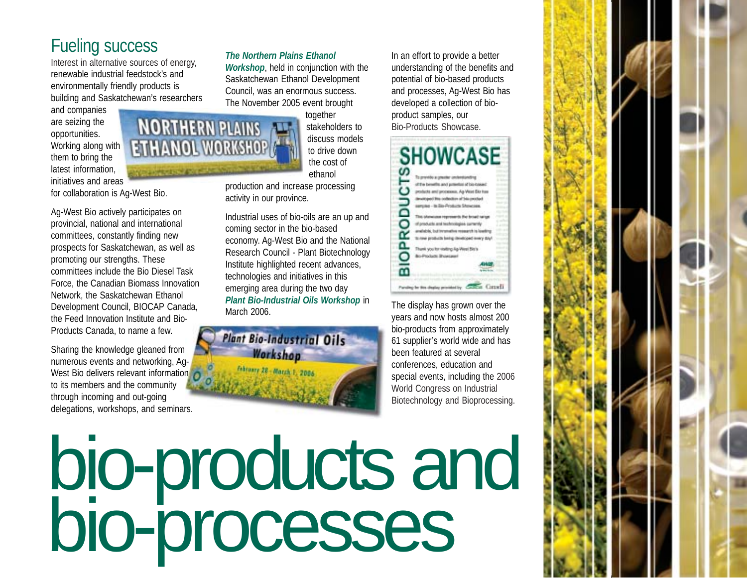# bio-products and bio-processes

## Fueling success

Interest in alternative sources of energy, renewable industrial feedstock's and environmentally friendly products is building and Saskatchewan's researchers and companies are seizing the opportunities. Working along with them to bring the latest information, initiatives and areas for collaboration is Ag-West Bio.

Ag-West Bio actively participates on provincial, national and international committees, constantly finding new prospects for Saskatchewan, as well as promoting our strengths. These committees include the Bio Diesel Task Force, the Canadian Biomass Innovation Network, the Saskatchewan Ethanol Development Council, BIOCAP Canada, the Feed Innovation Institute and Bio-Products Canada, to name a few.

Sharing the knowledge gleaned from numerous events and networking, Ag-West Bio delivers relevant information to its members and the community through incoming and out-going delegations, workshops, and seminars.

***The Northern Plains Ethanol Workshop***, held in conjunction with the Saskatchewan Ethanol Development Council, was an enormous success. The November 2005 event brought together stakeholders to discuss models to drive down the cost of ethanol production and increase processing activity in our province.

Industrial uses of bio-oils are an up and coming sector in the bio-based economy. Ag-West Bio and the National Research Council - Plant Biotechnology Institute highlighted recent advances, technologies and initiatives in this emerging area during the two day ***Plant Bio-Industrial Oils Workshop*** in March 2006.

In an effort to provide a better understanding of the benefits and potential of bio-based products and processes, Ag-West Bio has developed a collection of bio-product samples, our Bio-Products Showcase.

The display has grown over the years and now hosts almost 200 bio-products from approximately 61 supplier's world wide and has been featured at several conferences, education and special events, including the 2006 World Congress on Industrial Biotechnology and Bioprocessing.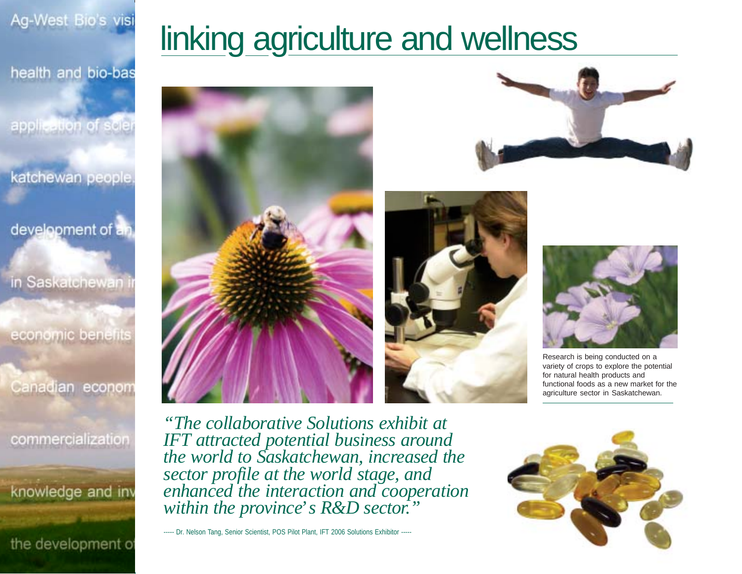# linking agriculture and wellness

Research is being conducted on a variety of crops to explore the potential for natural health products and functional foods as a new market for the agriculture sector in Saskatchewan.

*"The collaborative Solutions exhibit at IFT attracted potential business around the world to Saskatchewan, increased the sector profile at the world stage, and enhanced the interaction and cooperation within the province's R&D sector."*

----- Dr. Nelson Tang, Senior Scientist, POS Pilot Plant, IFT 2006 Solutions Exhibitor -----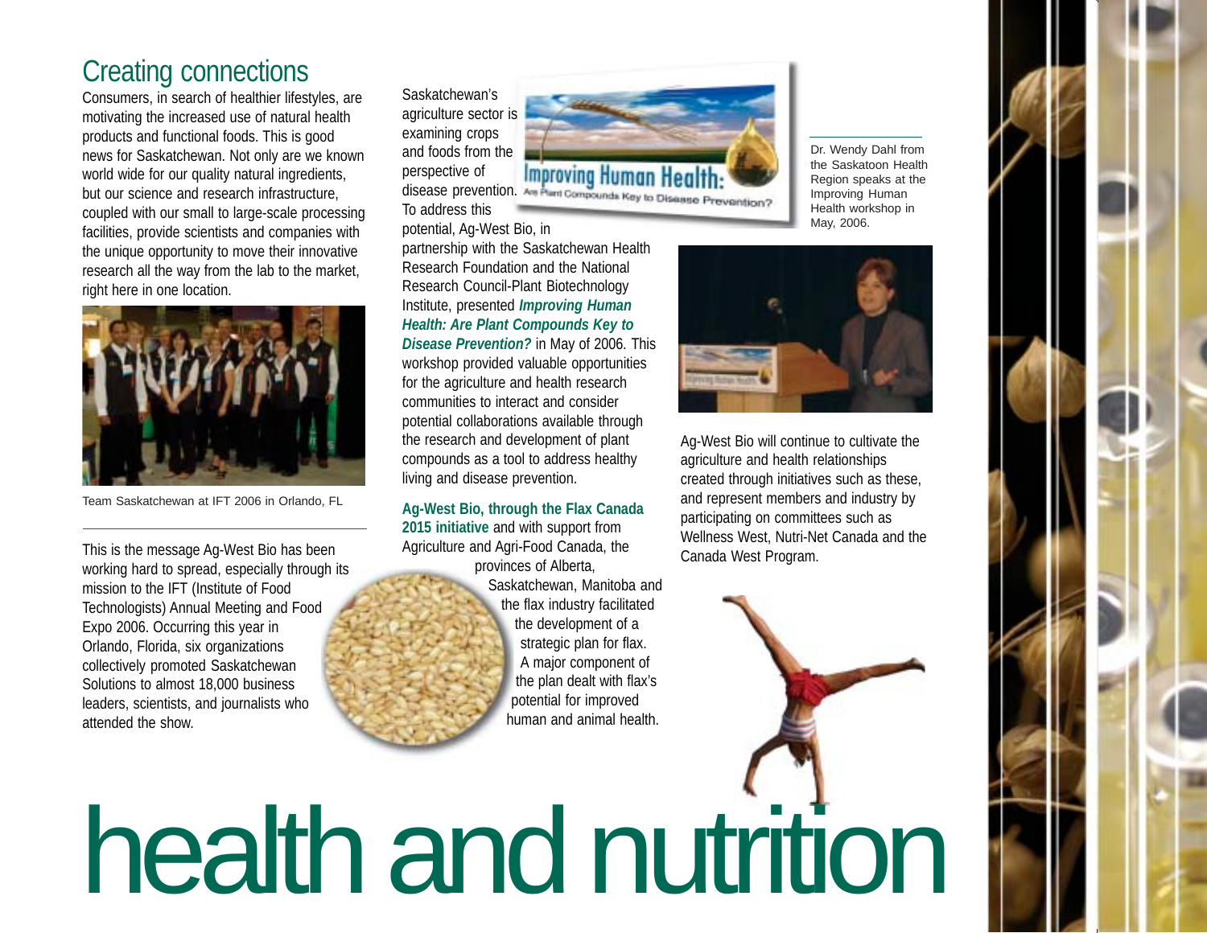## Creating connections

Consumers, in search of healthier lifestyles, are motivating the increased use of natural health products and functional foods. This is good news for Saskatchewan. Not only are we known world wide for our quality natural ingredients, but our science and research infrastructure, coupled with our small to large-scale processing facilities, provide scientists and companies with the unique opportunity to move their innovative research all the way from the lab to the market, right here in one location.

Team Saskatchewan at IFT 2006 in Orlando, FL

This is the message Ag-West Bio has been working hard to spread, especially through its mission to the IFT (Institute of Food Technologists) Annual Meeting and Food Expo 2006. Occurring this year in Orlando, Florida, six organizations collectively promoted Saskatchewan Solutions to almost 18,000 business leaders, scientists, and journalists who attended the show.

Saskatchewan's agriculture sector is examining crops and foods from the perspective of disease prevention. To address this potential, Ag-West Bio, in partnership with the Saskatchewan Health Research Foundation and the National Research Council-Plant Biotechnology Institute, presented ***Improving Human Health: Are Plant Compounds Key to Disease Prevention?*** in May of 2006. This workshop provided valuable opportunities for the agriculture and health research communities to interact and consider potential collaborations available through the research and development of plant compounds as a tool to address healthy living and disease prevention.

**Ag-West Bio, through the Flax Canada 2015 initiative** and with support from Agriculture and Agri-Food Canada, the provinces of Alberta, Saskatchewan, Manitoba and the flax industry facilitated the development of a strategic plan for flax. A major component of the plan dealt with flax's potential for improved human and animal health.

Dr. Wendy Dahl from the Saskatoon Health Region speaks at the Improving Human Health workshop in May, 2006.

Ag-West Bio will continue to cultivate the agriculture and health relationships created through initiatives such as these, and represent members and industry by participating on committees such as Wellness West, Nutri-Net Canada and the Canada West Program.

# health and nutrition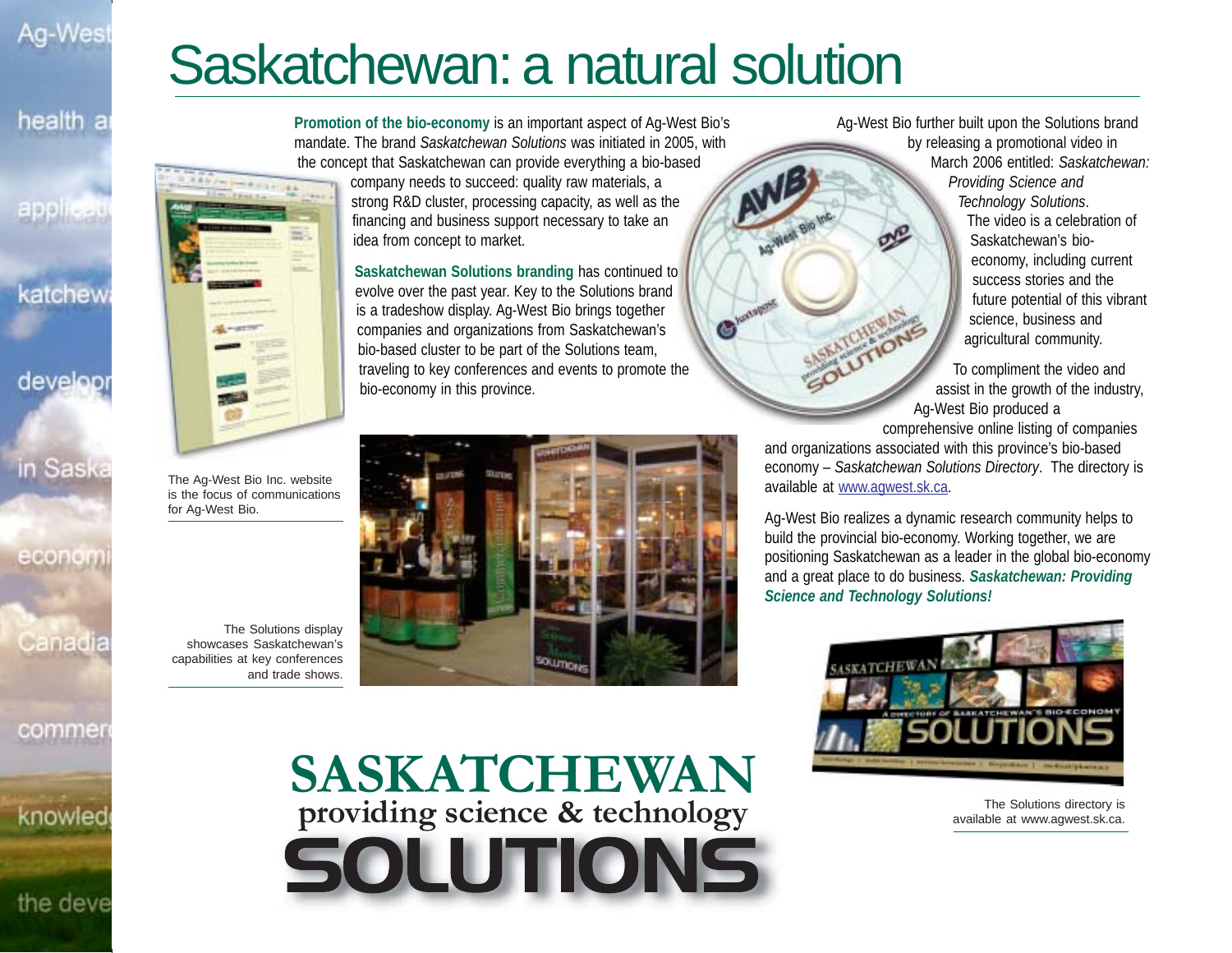# Saskatchewan: a natural solution

**Promotion of the bio-economy** is an important aspect of Ag-West Bio's mandate. The brand *Saskatchewan Solutions* was initiated in 2005, with the concept that Saskatchewan can provide everything a bio-based company needs to succeed: quality raw materials, a strong R&D cluster, processing capacity, as well as the financing and business support necessary to take an idea from concept to market.

**Saskatchewan Solutions branding** has continued to evolve over the past year. Key to the Solutions brand is a tradeshow display. Ag-West Bio brings together companies and organizations from Saskatchewan's bio-based cluster to be part of the Solutions team, traveling to key conferences and events to promote the bio-economy in this province.

The Ag-West Bio Inc. website is the focus of communications for Ag-West Bio.

The Solutions display showcases Saskatchewan's capabilities at key conferences and trade shows.

Ag-West Bio further built upon the Solutions brand by releasing a promotional video in March 2006 entitled: *Saskatchewan: Providing Science and Technology Solutions*. The video is a celebration of Saskatchewan's bio-economy, including current success stories and the future potential of this vibrant science, business and agricultural community.

To compliment the video and assist in the growth of the industry, Ag-West Bio produced a comprehensive online listing of companies and organizations associated with this province's bio-based economy – *Saskatchewan Solutions Directory*. The directory is available at www.agwest.sk.ca.

Ag-West Bio realizes a dynamic research community helps to build the provincial bio-economy. Working together, we are positioning Saskatchewan as a leader in the global bio-economy and a great place to do business. ***Saskatchewan: Providing Science and Technology Solutions!***

The Solutions directory is available at www.agwest.sk.ca.

**SASKATCHEWAN**
**providing science & technology**
**SOLUTIONS**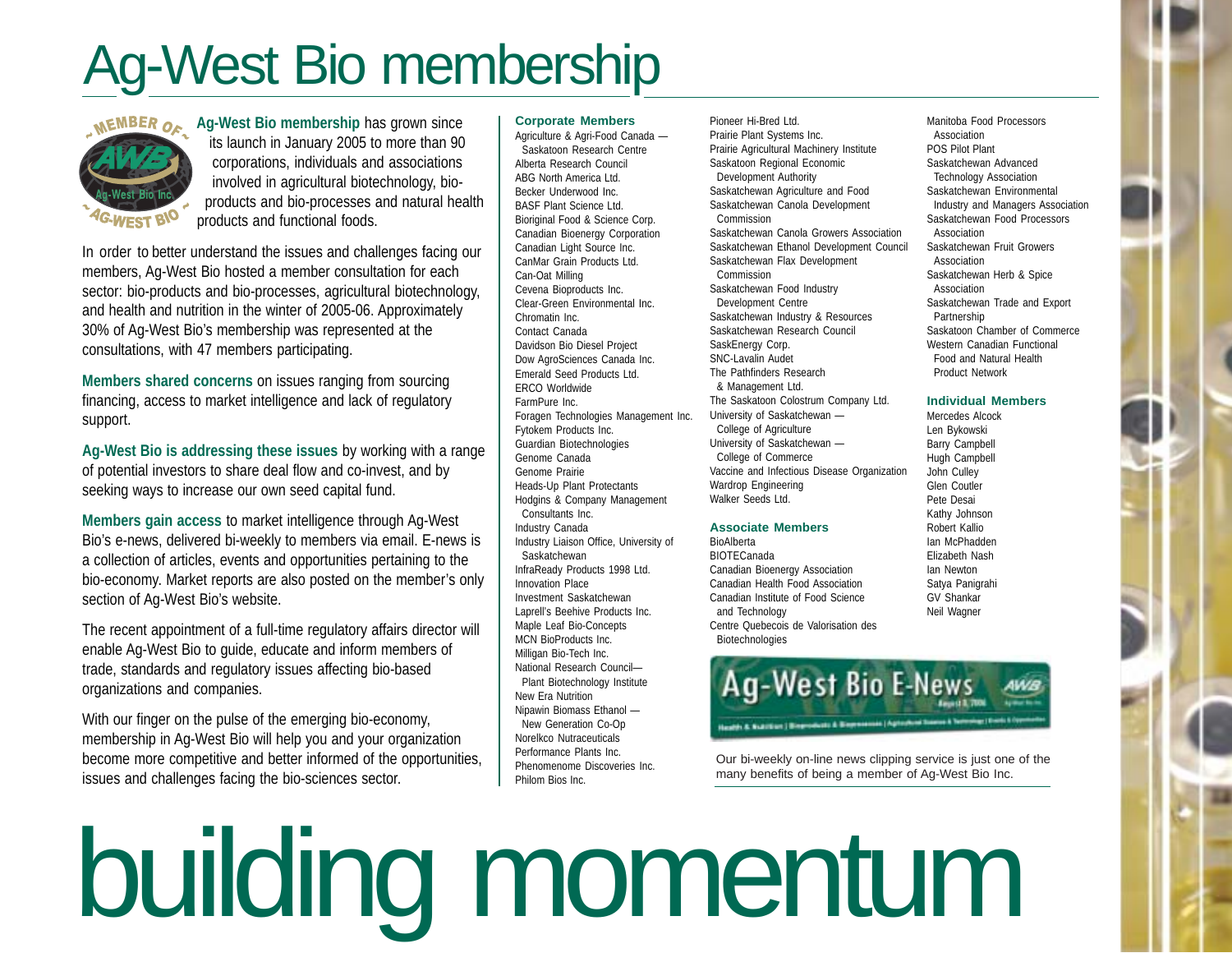# Ag-West Bio membership

**Ag-West Bio membership** has grown since its launch in January 2005 to more than 90 corporations, individuals and associations involved in agricultural biotechnology, bio-products and bio-processes and natural health products and functional foods.

In order to better understand the issues and challenges facing our members, Ag-West Bio hosted a member consultation for each sector: bio-products and bio-processes, agricultural biotechnology, and health and nutrition in the winter of 2005-06. Approximately 30% of Ag-West Bio's membership was represented at the consultations, with 47 members participating.

**Members shared concerns** on issues ranging from sourcing financing, access to market intelligence and lack of regulatory support.

**Ag-West Bio is addressing these issues** by working with a range of potential investors to share deal flow and co-invest, and by seeking ways to increase our own seed capital fund.

**Members gain access** to market intelligence through Ag-West Bio's e-news, delivered bi-weekly to members via email. E-news is a collection of articles, events and opportunities pertaining to the bio-economy. Market reports are also posted on the member's only section of Ag-West Bio's website.

The recent appointment of a full-time regulatory affairs director will enable Ag-West Bio to guide, educate and inform members of trade, standards and regulatory issues affecting bio-based organizations and companies.

With our finger on the pulse of the emerging bio-economy, membership in Ag-West Bio will help you and your organization become more competitive and better informed of the opportunities, issues and challenges facing the bio-sciences sector.

### Corporate Members

- Agriculture & Agri-Food Canada — Saskatoon Research Centre
- Alberta Research Council
- ABG North America Ltd.
- Becker Underwood Inc.
- BASF Plant Science Ltd.
- Bioriginal Food & Science Corp.
- Canadian Bioenergy Corporation
- Canadian Light Source Inc.
- CanMar Grain Products Ltd.
- Can-Oat Milling
- Cevena Bioproducts Inc.
- Clear-Green Environmental Inc.
- Chromatin Inc.
- Contact Canada
- Davidson Bio Diesel Project
- Dow AgroSciences Canada Inc.
- Emerald Seed Products Ltd.
- ERCO Worldwide
- FarmPure Inc.
- Foragen Technologies Management Inc.
- Fytokem Products Inc.
- Guardian Biotechnologies
- Genome Canada
- Genome Prairie
- Heads-Up Plant Protectants
- Hodgins & Company Management Consultants Inc.
- Industry Canada
- Industry Liaison Office, University of Saskatchewan
- InfraReady Products 1998 Ltd.
- Innovation Place
- Investment Saskatchewan
- Laprell's Beehive Products Inc.
- Maple Leaf Bio-Concepts
- MCN BioProducts Inc.
- Milligan Bio-Tech Inc.
- National Research Council— Plant Biotechnology Institute
- New Era Nutrition
- Nipawin Biomass Ethanol — New Generation Co-Op
- Norelkco Nutraceuticals
- Performance Plants Inc.
- Phenomenome Discoveries Inc.
- Philom Bios Inc.
- Pioneer Hi-Bred Ltd.
- Prairie Plant Systems Inc.
- Prairie Agricultural Machinery Institute
- Saskatoon Regional Economic Development Authority
- Saskatchewan Agriculture and Food
- Saskatchewan Canola Development Commission
- Saskatchewan Canola Growers Association
- Saskatchewan Ethanol Development Council
- Saskatchewan Flax Development Commission
- Saskatchewan Food Industry Development Centre
- Saskatchewan Industry & Resources
- Saskatchewan Research Council
- SaskEnergy Corp.
- SNC-Lavalin Audet
- The Pathfinders Research & Management Ltd.
- The Saskatoon Colostrum Company Ltd.
- University of Saskatchewan — College of Agriculture
- University of Saskatchewan — College of Commerce
- Vaccine and Infectious Disease Organization
- Wardrop Engineering
- Walker Seeds Ltd.

### Associate Members

- BioAlberta
- BIOTECanada
- Canadian Bioenergy Association
- Canadian Health Food Association
- Canadian Institute of Food Science and Technology
- Centre Quebecois de Valorisation des Biotechnologies
- Manitoba Food Processors Association
- POS Pilot Plant
- Saskatchewan Advanced Technology Association
- Saskatchewan Environmental Industry and Managers Association
- Saskatchewan Food Processors Association
- Saskatchewan Fruit Growers Association
- Saskatchewan Herb & Spice Association
- Saskatchewan Trade and Export Partnership
- Saskatoon Chamber of Commerce
- Western Canadian Functional Food and Natural Health Product Network

### Individual Members

- Mercedes Alcock
- Len Bykowski
- Barry Campbell
- Hugh Campbell
- John Culley
- Glen Coutler
- Pete Desai
- Kathy Johnson
- Robert Kallio
- Ian McPhadden
- Elizabeth Nash
- Ian Newton
- Satya Panigrahi
- GV Shankar
- Neil Wagner

Our bi-weekly on-line news clipping service is just one of the many benefits of being a member of Ag-West Bio Inc.

# building momentum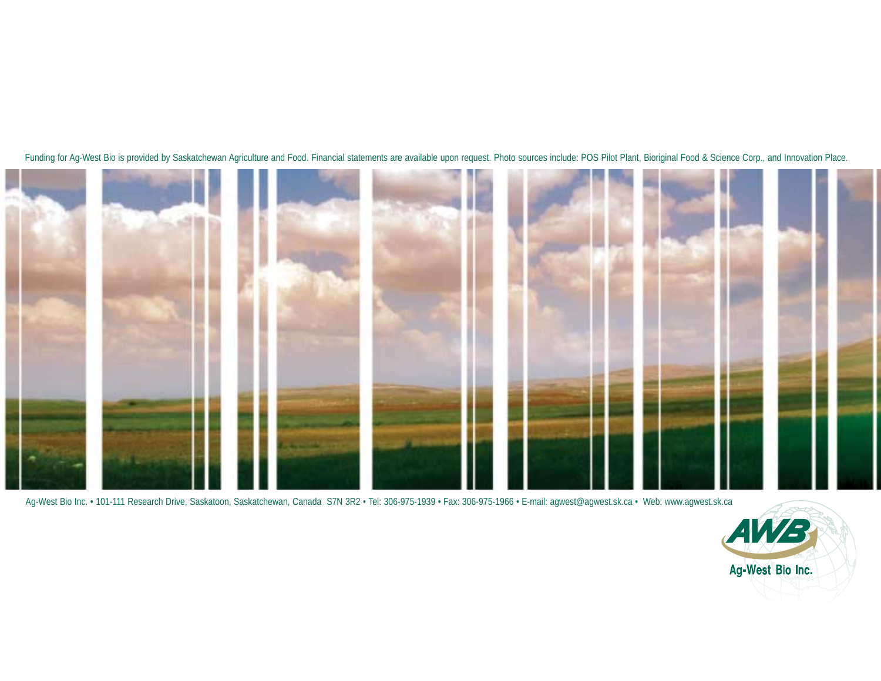Funding for Ag-West Bio is provided by Saskatchewan Agriculture and Food. Financial statements are available upon request. Photo sources include: POS Pilot Plant, Bioriginal Food & Science Corp., and Innovation Place.

Ag-West Bio Inc. • 101-111 Research Drive, Saskatoon, Saskatchewan, Canada S7N 3R2 • Tel: 306-975-1939 • Fax: 306-975-1966 • E-mail: agwest@agwest.sk.ca • Web: www.agwest.sk.ca

AWB

Ag-West Bio Inc.